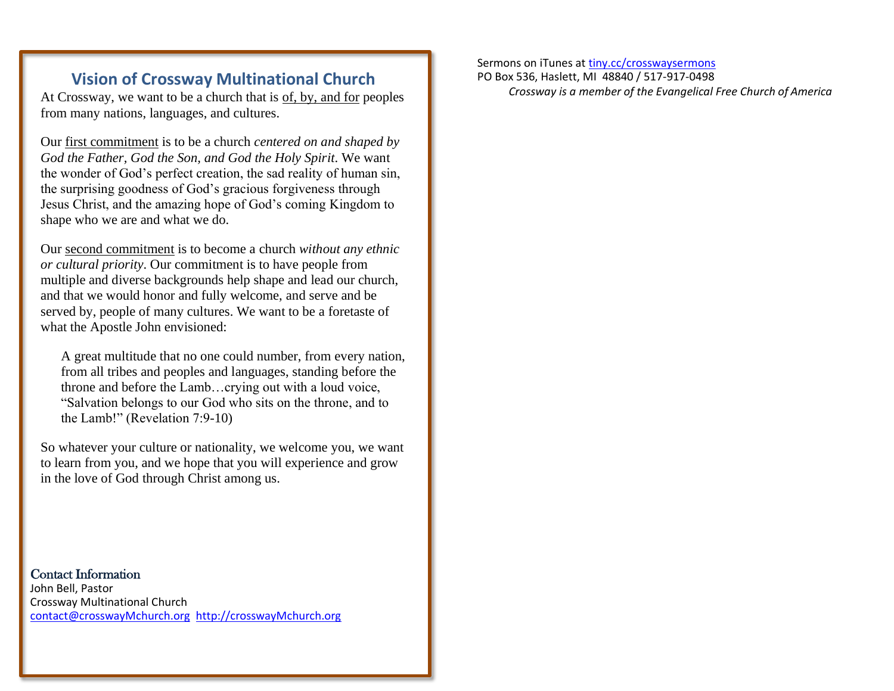## Vision of Crossway Multinational Church

At Crossway, we want to be a church that is of, by, and for peoples from many nations, languages, and cultures.

Our first commitment is to be a church *centered on and shaped by God the Father, God the Son, and God the Holy Spirit*. We want the wonder of God's perfect creation, the sad reality of human sin, the surprising goodness of God's gracious forgiveness through Jesus Christ, and the amazing hope of God's coming Kingdom to shape who we are and what we do.

Our second commitment is to become a church *without any ethnic or cultural priority*. Our commitment is to have people from multiple and diverse backgrounds help shape and lead our church, and that we would honor and fully welcome, and serve and be served by, people of many cultures. We want to be a foretaste of what the Apostle John envisioned:

> A great multitude that no one could number, from every nation, from all tribes and peoples and languages, standing before the throne and before the Lamb…crying out with a loud voice, "Salvation belongs to our God who sits on the throne, and to the Lamb!" (Revelation 7:9-10)

So whatever your culture or nationality, we welcome you, we want to learn from you, and we hope that you will experience and grow in the love of God through Christ among us.

### Contact Information

John Bell, Pastor
Crossway Multinational Church
contact@crosswayMchurch.org http://crosswayMchurch.org

Sermons on iTunes at tiny.cc/crosswaysermons
PO Box 536, Haslett, MI 48840 / 517-917-0498

*Crossway is a member of the Evangelical Free Church of America*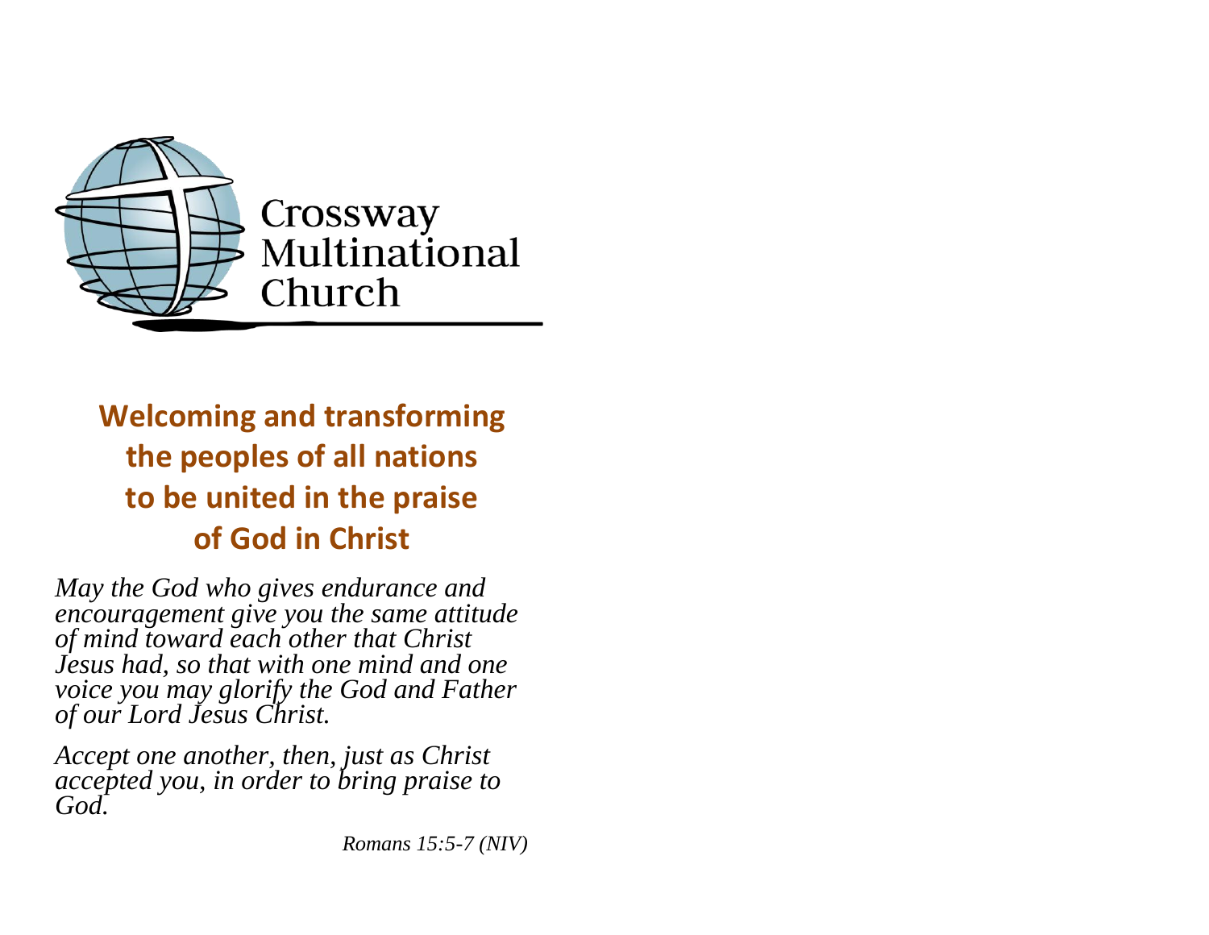Crossway
Multinational
Church

## Welcoming and transforming the peoples of all nations to be united in the praise of God in Christ

*May the God who gives endurance and encouragement give you the same attitude of mind toward each other that Christ Jesus had, so that with one mind and one voice you may glorify the God and Father of our Lord Jesus Christ.*

*Accept one another, then, just as Christ accepted you, in order to bring praise to God.*

*Romans 15:5-7 (NIV)*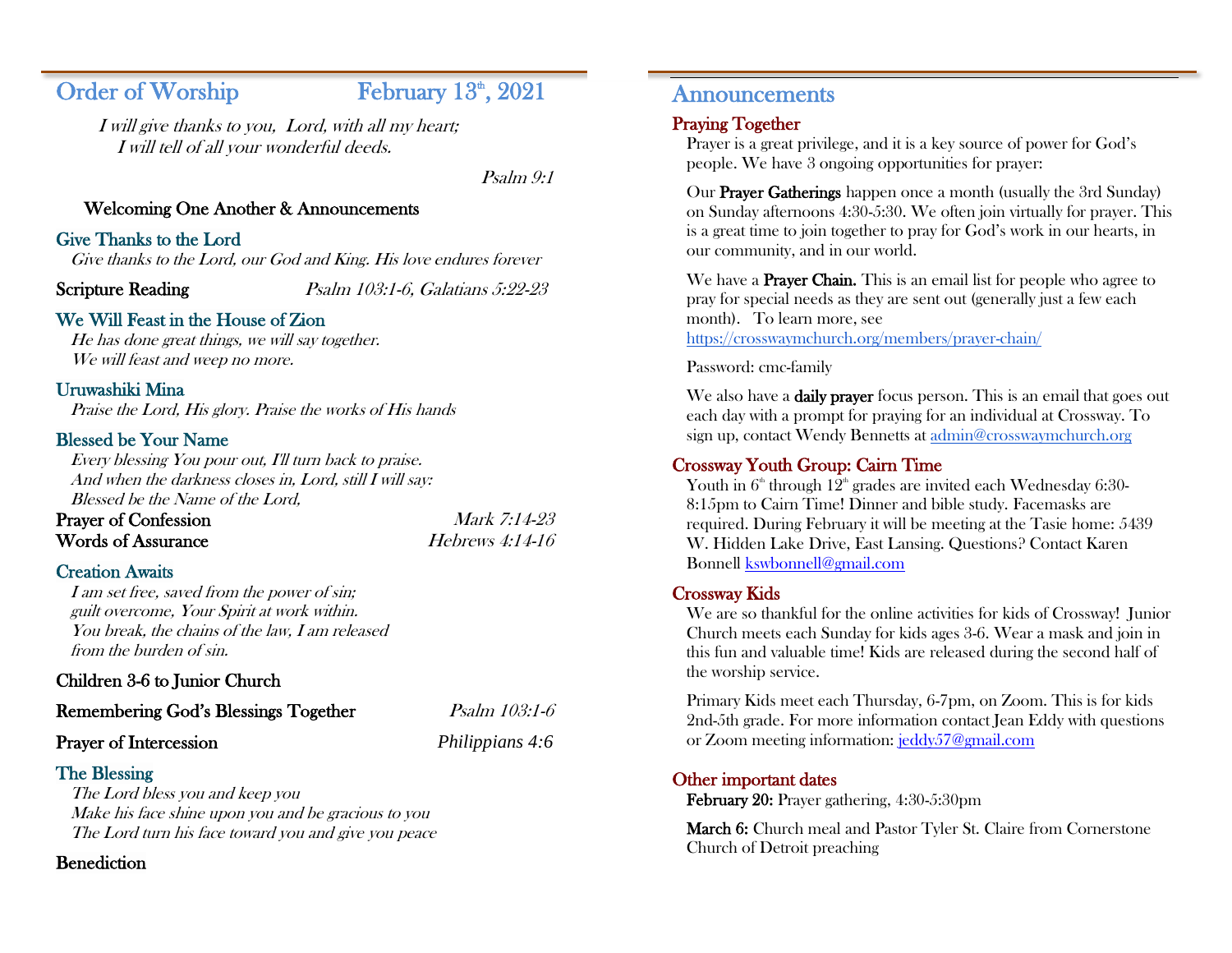## Order of Worship February 13th, 2021

*I will give thanks to you, Lord, with all my heart;*
*I will tell of all your wonderful deeds.*

*Psalm 9:1*

**Welcoming One Another & Announcements**

### Give Thanks to the Lord

*Give thanks to the Lord, our God and King. His love endures forever*

**Scripture Reading** *Psalm 103:1-6, Galatians 5:22-23*

### We Will Feast in the House of Zion

*He has done great things, we will say together.*
*We will feast and weep no more.*

### Uruwashiki Mina

*Praise the Lord, His glory. Praise the works of His hands*

### Blessed be Your Name

*Every blessing You pour out, I'll turn back to praise.*
*And when the darkness closes in, Lord, still I will say:*
*Blessed be the Name of the Lord,*

**Prayer of Confession** *Mark 7:14-23*
**Words of Assurance** *Hebrews 4:14-16*

### Creation Awaits

*I am set free, saved from the power of sin;*
*guilt overcome, Your Spirit at work within.*
*You break, the chains of the law, I am released*
*from the burden of sin.*

**Children 3-6 to Junior Church**

**Remembering God's Blessings Together** *Psalm 103:1-6*

**Prayer of Intercession** *Philippians 4:6*

### The Blessing

*The Lord bless you and keep you*
*Make his face shine upon you and be gracious to you*
*The Lord turn his face toward you and give you peace*

**Benediction**

## Announcements

### Praying Together

Prayer is a great privilege, and it is a key source of power for God's people. We have 3 ongoing opportunities for prayer:

Our **Prayer Gatherings** happen once a month (usually the 3rd Sunday) on Sunday afternoons 4:30-5:30. We often join virtually for prayer. This is a great time to join together to pray for God's work in our hearts, in our community, and in our world.

We have a **Prayer Chain.** This is an email list for people who agree to pray for special needs as they are sent out (generally just a few each month). To learn more, see https://crosswaymchurch.org/members/prayer-chain/

Password: cmc-family

We also have a **daily prayer** focus person. This is an email that goes out each day with a prompt for praying for an individual at Crossway. To sign up, contact Wendy Bennetts at admin@crosswaymchurch.org

### Crossway Youth Group: Cairn Time

Youth in 6th through 12th grades are invited each Wednesday 6:30-8:15pm to Cairn Time! Dinner and bible study. Facemasks are required. During February it will be meeting at the Tasie home: 5439 W. Hidden Lake Drive, East Lansing. Questions? Contact Karen Bonnell kswbonnell@gmail.com

### Crossway Kids

We are so thankful for the online activities for kids of Crossway! Junior Church meets each Sunday for kids ages 3-6. Wear a mask and join in this fun and valuable time! Kids are released during the second half of the worship service.

Primary Kids meet each Thursday, 6-7pm, on Zoom. This is for kids 2nd-5th grade. For more information contact Jean Eddy with questions or Zoom meeting information: jeddy57@gmail.com

### Other important dates

**February 20:** Prayer gathering, 4:30-5:30pm

**March 6:** Church meal and Pastor Tyler St. Claire from Cornerstone Church of Detroit preaching